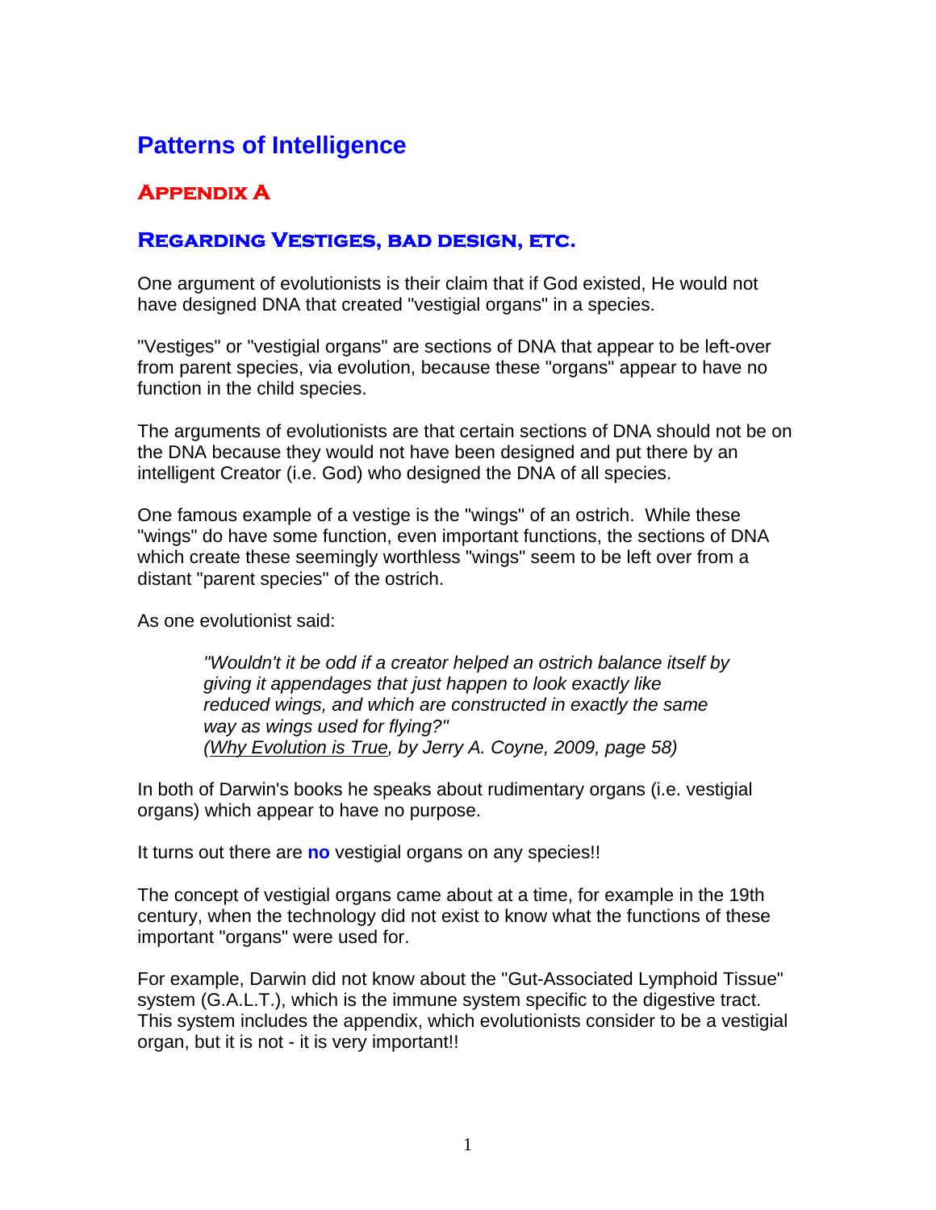# Patterns of Intelligence

## Appendix A

### Regarding Vestiges, bad design, etc.

One argument of evolutionists is their claim that if God existed, He would not have designed DNA that created "vestigial organs" in a species.

"Vestiges" or "vestigial organs" are sections of DNA that appear to be left-over from parent species, via evolution, because these "organs" appear to have no function in the child species.

The arguments of evolutionists are that certain sections of DNA should not be on the DNA because they would not have been designed and put there by an intelligent Creator (i.e. God) who designed the DNA of all species.

One famous example of a vestige is the "wings" of an ostrich. While these "wings" do have some function, even important functions, the sections of DNA which create these seemingly worthless "wings" seem to be left over from a distant "parent species" of the ostrich.

As one evolutionist said:

> *"Wouldn't it be odd if a creator helped an ostrich balance itself by giving it appendages that just happen to look exactly like reduced wings, and which are constructed in exactly the same way as wings used for flying?"*
> *(Why Evolution is True, by Jerry A. Coyne, 2009, page 58)*

In both of Darwin's books he speaks about rudimentary organs (i.e. vestigial organs) which appear to have no purpose.

It turns out there are **no** vestigial organs on any species!!

The concept of vestigial organs came about at a time, for example in the 19th century, when the technology did not exist to know what the functions of these important "organs" were used for.

For example, Darwin did not know about the "Gut-Associated Lymphoid Tissue" system (G.A.L.T.), which is the immune system specific to the digestive tract. This system includes the appendix, which evolutionists consider to be a vestigial organ, but it is not - it is very important!!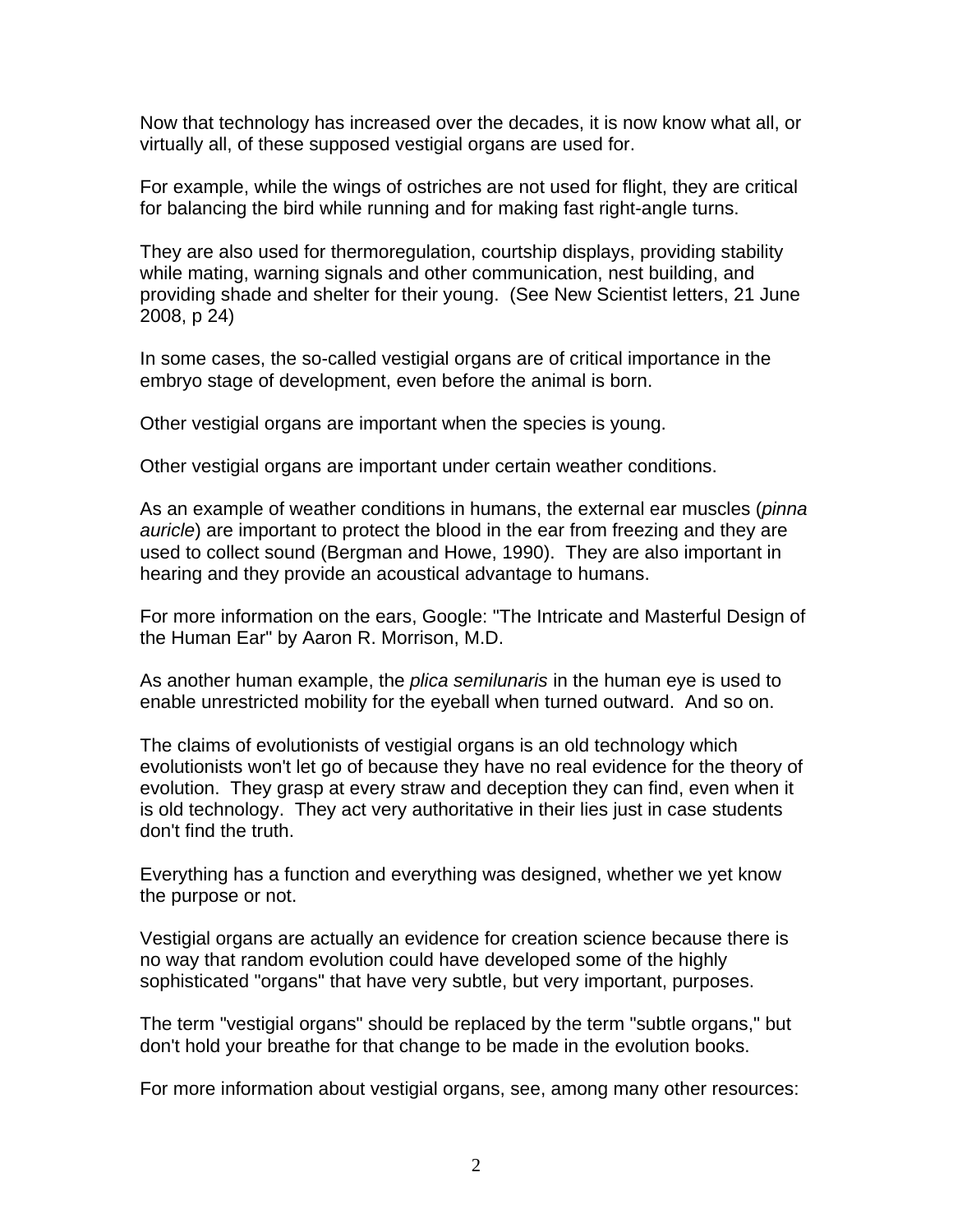Now that technology has increased over the decades, it is now know what all, or virtually all, of these supposed vestigial organs are used for.

For example, while the wings of ostriches are not used for flight, they are critical for balancing the bird while running and for making fast right-angle turns.

They are also used for thermoregulation, courtship displays, providing stability while mating, warning signals and other communication, nest building, and providing shade and shelter for their young. (See New Scientist letters, 21 June 2008, p 24)

In some cases, the so-called vestigial organs are of critical importance in the embryo stage of development, even before the animal is born.

Other vestigial organs are important when the species is young.

Other vestigial organs are important under certain weather conditions.

As an example of weather conditions in humans, the external ear muscles (*pinna auricle*) are important to protect the blood in the ear from freezing and they are used to collect sound (Bergman and Howe, 1990). They are also important in hearing and they provide an acoustical advantage to humans.

For more information on the ears, Google: "The Intricate and Masterful Design of the Human Ear" by Aaron R. Morrison, M.D.

As another human example, the *plica semilunaris* in the human eye is used to enable unrestricted mobility for the eyeball when turned outward. And so on.

The claims of evolutionists of vestigial organs is an old technology which evolutionists won't let go of because they have no real evidence for the theory of evolution. They grasp at every straw and deception they can find, even when it is old technology. They act very authoritative in their lies just in case students don't find the truth.

Everything has a function and everything was designed, whether we yet know the purpose or not.

Vestigial organs are actually an evidence for creation science because there is no way that random evolution could have developed some of the highly sophisticated "organs" that have very subtle, but very important, purposes.

The term "vestigial organs" should be replaced by the term "subtle organs," but don't hold your breathe for that change to be made in the evolution books.

For more information about vestigial organs, see, among many other resources: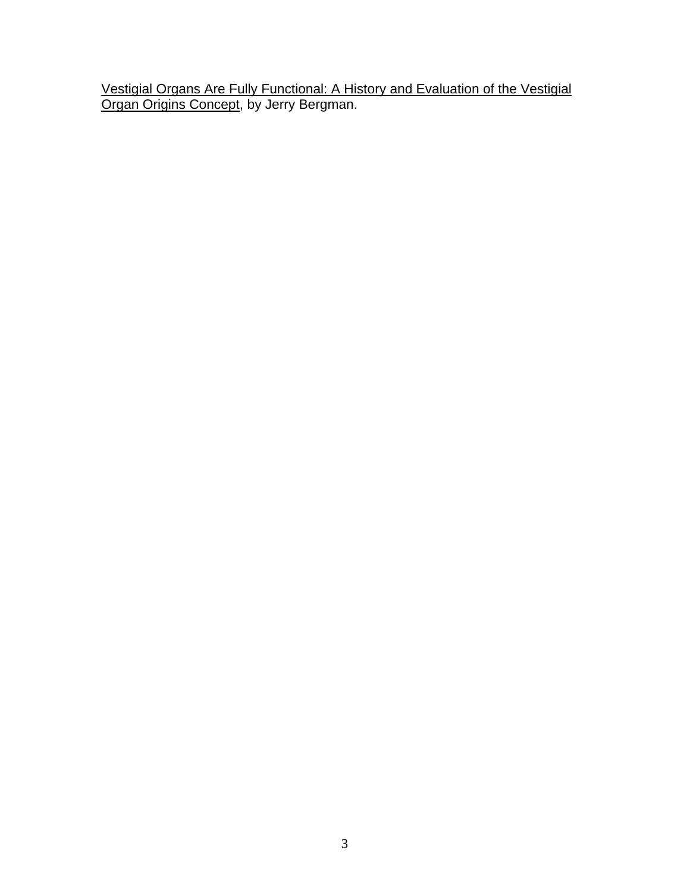Vestigial Organs Are Fully Functional: A History and Evaluation of the Vestigial Organ Origins Concept, by Jerry Bergman.